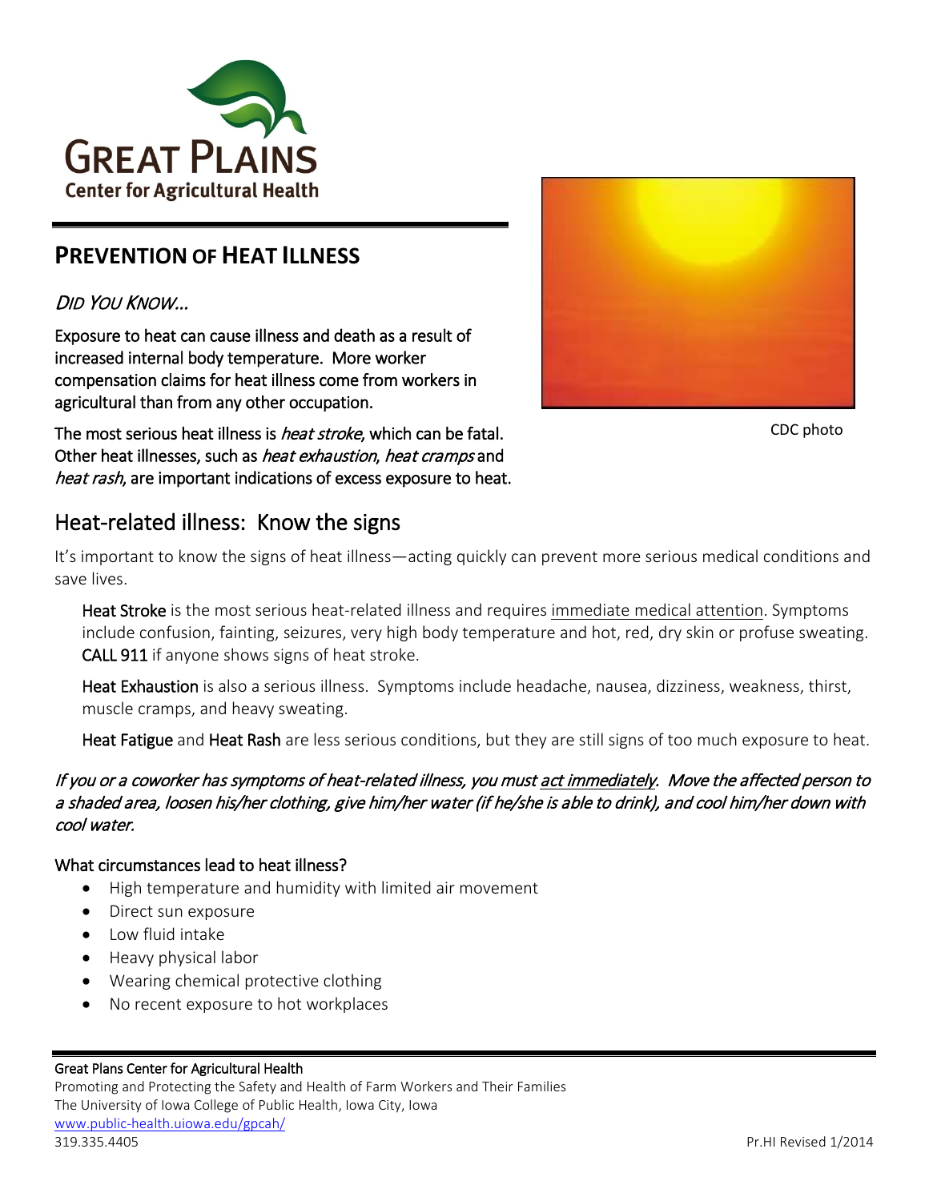**GREAT PLAINS**
**Center for Agricultural Health**

# PREVENTION OF HEAT ILLNESS

*DID YOU KNOW…*

Exposure to heat can cause illness and death as a result of increased internal body temperature. More worker compensation claims for heat illness come from workers in agricultural than from any other occupation.

The most serious heat illness is *heat stroke*, which can be fatal. Other heat illnesses, such as *heat exhaustion*, *heat cramps* and *heat rash*, are important indications of excess exposure to heat.

CDC photo

## Heat-related illness: Know the signs

It's important to know the signs of heat illness—acting quickly can prevent more serious medical conditions and save lives.

**Heat Stroke** is the most serious heat-related illness and requires immediate medical attention. Symptoms include confusion, fainting, seizures, very high body temperature and hot, red, dry skin or profuse sweating. **CALL 911** if anyone shows signs of heat stroke.

**Heat Exhaustion** is also a serious illness. Symptoms include headache, nausea, dizziness, weakness, thirst, muscle cramps, and heavy sweating.

**Heat Fatigue** and **Heat Rash** are less serious conditions, but they are still signs of too much exposure to heat.

*If you or a coworker has symptoms of heat-related illness, you must act immediately. Move the affected person to a shaded area, loosen his/her clothing, give him/her water (if he/she is able to drink), and cool him/her down with cool water.*

### What circumstances lead to heat illness?

- High temperature and humidity with limited air movement
- Direct sun exposure
- Low fluid intake
- Heavy physical labor
- Wearing chemical protective clothing
- No recent exposure to hot workplaces

Great Plains Center for Agricultural Health
Promoting and Protecting the Safety and Health of Farm Workers and Their Families
The University of Iowa College of Public Health, Iowa City, Iowa
www.public-health.uiowa.edu/gpcah/
319.335.4405

Pr.HI Revised 1/2014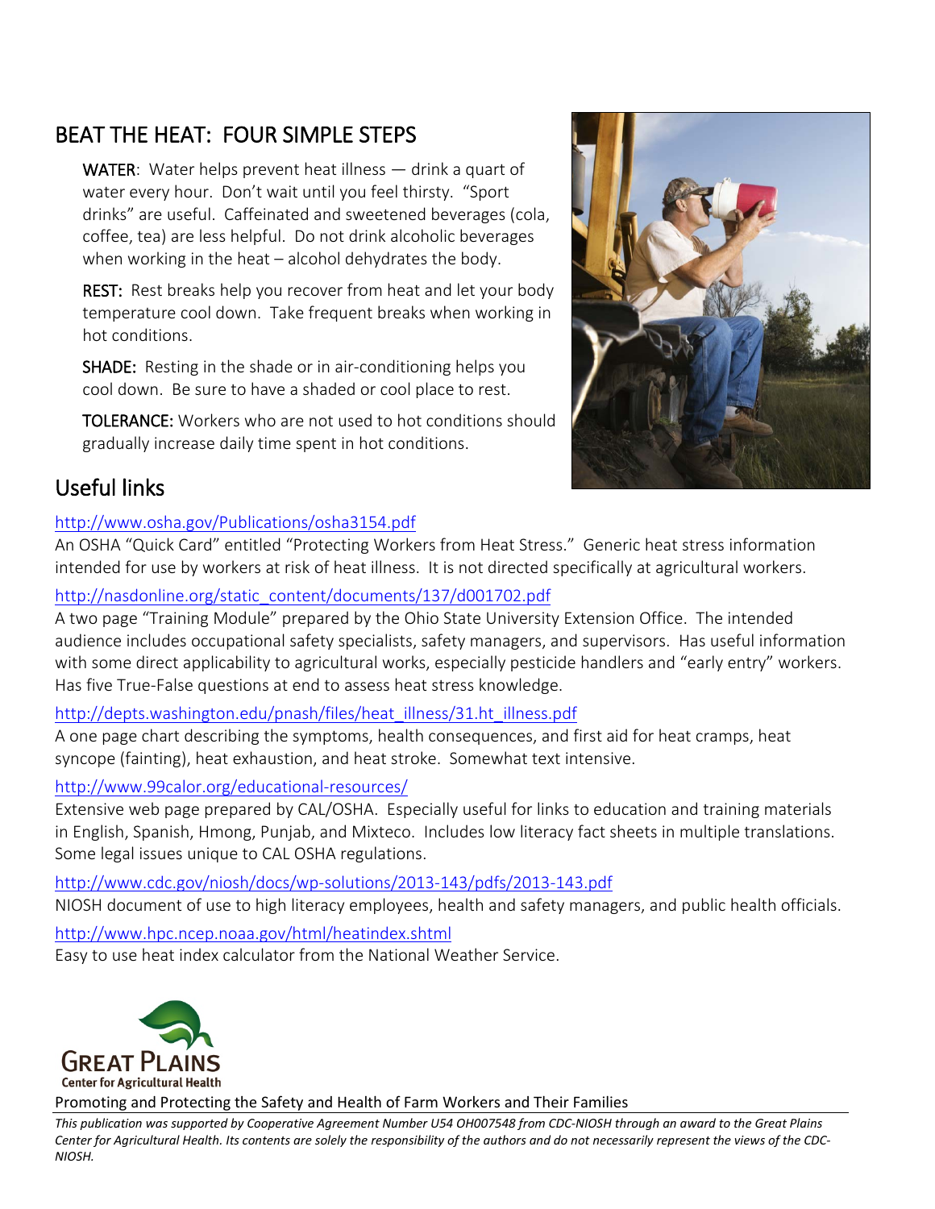## BEAT THE HEAT: FOUR SIMPLE STEPS

**WATER**: Water helps prevent heat illness — drink a quart of water every hour. Don't wait until you feel thirsty. "Sport drinks" are useful. Caffeinated and sweetened beverages (cola, coffee, tea) are less helpful. Do not drink alcoholic beverages when working in the heat – alcohol dehydrates the body.

**REST:** Rest breaks help you recover from heat and let your body temperature cool down. Take frequent breaks when working in hot conditions.

**SHADE:** Resting in the shade or in air-conditioning helps you cool down. Be sure to have a shaded or cool place to rest.

**TOLERANCE:** Workers who are not used to hot conditions should gradually increase daily time spent in hot conditions.

## Useful links

http://www.osha.gov/Publications/osha3154.pdf

An OSHA "Quick Card" entitled "Protecting Workers from Heat Stress." Generic heat stress information intended for use by workers at risk of heat illness. It is not directed specifically at agricultural workers.

http://nasdonline.org/static_content/documents/137/d001702.pdf

A two page "Training Module" prepared by the Ohio State University Extension Office. The intended audience includes occupational safety specialists, safety managers, and supervisors. Has useful information with some direct applicability to agricultural works, especially pesticide handlers and "early entry" workers. Has five True-False questions at end to assess heat stress knowledge.

http://depts.washington.edu/pnash/files/heat_illness/31.ht_illness.pdf

A one page chart describing the symptoms, health consequences, and first aid for heat cramps, heat syncope (fainting), heat exhaustion, and heat stroke. Somewhat text intensive.

http://www.99calor.org/educational-resources/

Extensive web page prepared by CAL/OSHA. Especially useful for links to education and training materials in English, Spanish, Hmong, Punjab, and Mixteco. Includes low literacy fact sheets in multiple translations. Some legal issues unique to CAL OSHA regulations.

http://www.cdc.gov/niosh/docs/wp-solutions/2013-143/pdfs/2013-143.pdf

NIOSH document of use to high literacy employees, health and safety managers, and public health officials.

http://www.hpc.ncep.noaa.gov/html/heatindex.shtml

Easy to use heat index calculator from the National Weather Service.

GREAT PLAINS
Center for Agricultural Health

Promoting and Protecting the Safety and Health of Farm Workers and Their Families

*This publication was supported by Cooperative Agreement Number U54 OH007548 from CDC-NIOSH through an award to the Great Plains Center for Agricultural Health. Its contents are solely the responsibility of the authors and do not necessarily represent the views of the CDC-NIOSH.*